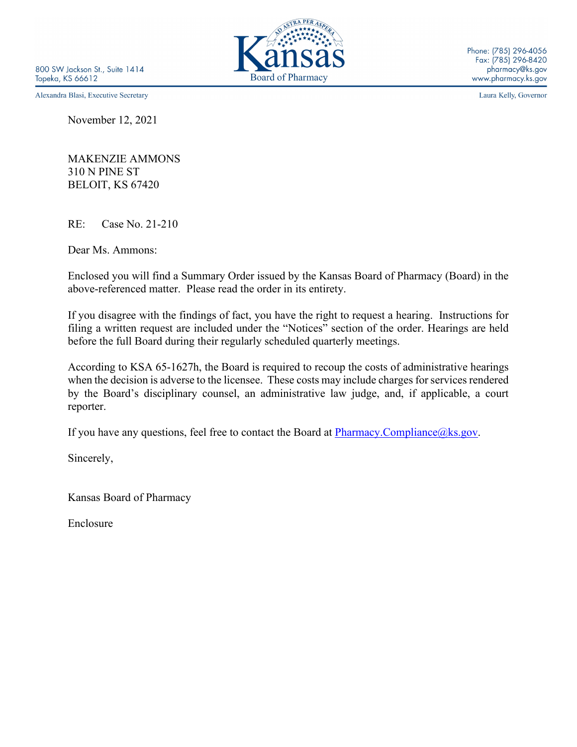800 SW Jackson St., Suite 1414
Topeka, KS 66612

**Kansas**
Board of Pharmacy

Phone: (785) 296-4056
Fax: (785) 296-8420
pharmacy@ks.gov
www.pharmacy.ks.gov

Alexandra Blasi, Executive Secretary

Laura Kelly, Governor

November 12, 2021

MAKENZIE AMMONS
310 N PINE ST
BELOIT, KS 67420

RE: Case No. 21-210

Dear Ms. Ammons:

Enclosed you will find a Summary Order issued by the Kansas Board of Pharmacy (Board) in the above-referenced matter. Please read the order in its entirety.

If you disagree with the findings of fact, you have the right to request a hearing. Instructions for filing a written request are included under the "Notices" section of the order. Hearings are held before the full Board during their regularly scheduled quarterly meetings.

According to KSA 65-1627h, the Board is required to recoup the costs of administrative hearings when the decision is adverse to the licensee. These costs may include charges for services rendered by the Board's disciplinary counsel, an administrative law judge, and, if applicable, a court reporter.

If you have any questions, feel free to contact the Board at Pharmacy.Compliance@ks.gov.

Sincerely,

Kansas Board of Pharmacy

Enclosure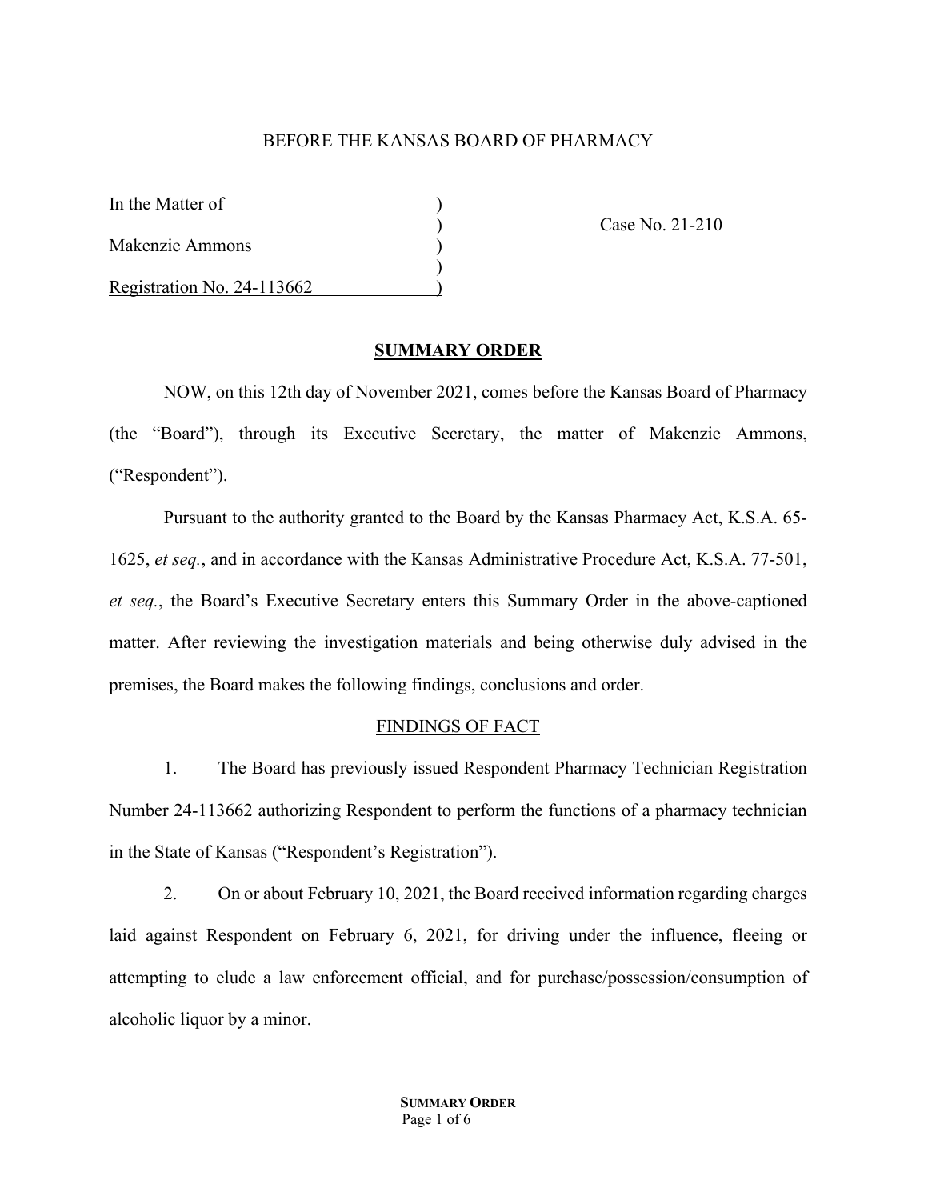BEFORE THE KANSAS BOARD OF PHARMACY

| In the Matter of | ) | |
|---|---|---|
| | ) | Case No. 21-210 |
| Makenzie Ammons | ) | |
| | ) | |
| Registration No. 24-113662 | ) | |

## SUMMARY ORDER

NOW, on this 12th day of November 2021, comes before the Kansas Board of Pharmacy (the "Board"), through its Executive Secretary, the matter of Makenzie Ammons, ("Respondent").

Pursuant to the authority granted to the Board by the Kansas Pharmacy Act, K.S.A. 65-1625, *et seq.*, and in accordance with the Kansas Administrative Procedure Act, K.S.A. 77-501, *et seq.*, the Board's Executive Secretary enters this Summary Order in the above-captioned matter. After reviewing the investigation materials and being otherwise duly advised in the premises, the Board makes the following findings, conclusions and order.

### FINDINGS OF FACT

1. The Board has previously issued Respondent Pharmacy Technician Registration Number 24-113662 authorizing Respondent to perform the functions of a pharmacy technician in the State of Kansas ("Respondent's Registration").

2. On or about February 10, 2021, the Board received information regarding charges laid against Respondent on February 6, 2021, for driving under the influence, fleeing or attempting to elude a law enforcement official, and for purchase/possession/consumption of alcoholic liquor by a minor.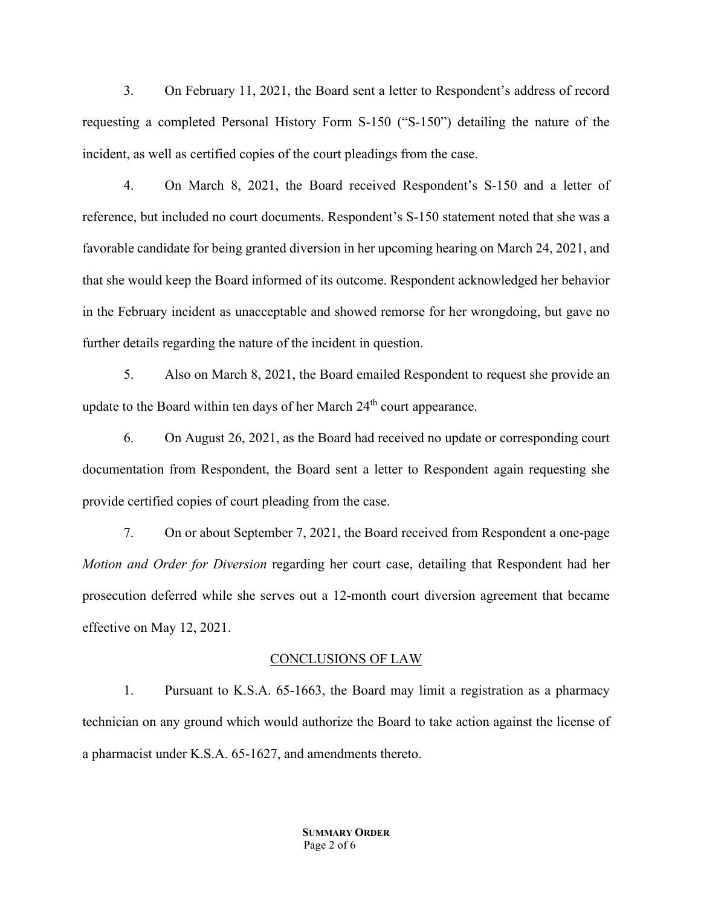3. On February 11, 2021, the Board sent a letter to Respondent's address of record requesting a completed Personal History Form S-150 ("S-150") detailing the nature of the incident, as well as certified copies of the court pleadings from the case.

4. On March 8, 2021, the Board received Respondent's S-150 and a letter of reference, but included no court documents. Respondent's S-150 statement noted that she was a favorable candidate for being granted diversion in her upcoming hearing on March 24, 2021, and that she would keep the Board informed of its outcome. Respondent acknowledged her behavior in the February incident as unacceptable and showed remorse for her wrongdoing, but gave no further details regarding the nature of the incident in question.

5. Also on March 8, 2021, the Board emailed Respondent to request she provide an update to the Board within ten days of her March 24th court appearance.

6. On August 26, 2021, as the Board had received no update or corresponding court documentation from Respondent, the Board sent a letter to Respondent again requesting she provide certified copies of court pleading from the case.

7. On or about September 7, 2021, the Board received from Respondent a one-page *Motion and Order for Diversion* regarding her court case, detailing that Respondent had her prosecution deferred while she serves out a 12-month court diversion agreement that became effective on May 12, 2021.

## CONCLUSIONS OF LAW

1. Pursuant to K.S.A. 65-1663, the Board may limit a registration as a pharmacy technician on any ground which would authorize the Board to take action against the license of a pharmacist under K.S.A. 65-1627, and amendments thereto.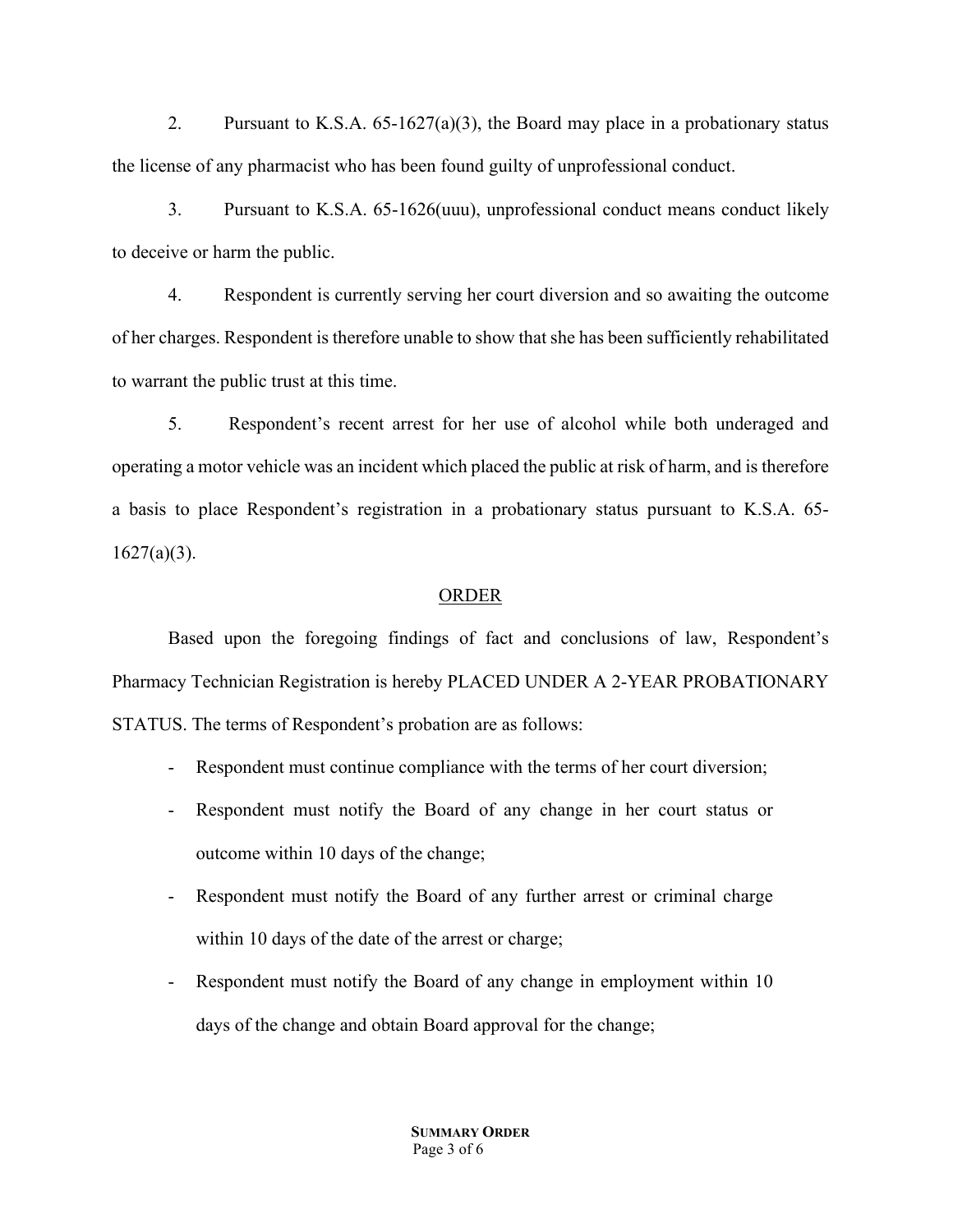2. Pursuant to K.S.A. 65-1627(a)(3), the Board may place in a probationary status the license of any pharmacist who has been found guilty of unprofessional conduct.

3. Pursuant to K.S.A. 65-1626(uuu), unprofessional conduct means conduct likely to deceive or harm the public.

4. Respondent is currently serving her court diversion and so awaiting the outcome of her charges. Respondent is therefore unable to show that she has been sufficiently rehabilitated to warrant the public trust at this time.

5. Respondent's recent arrest for her use of alcohol while both underaged and operating a motor vehicle was an incident which placed the public at risk of harm, and is therefore a basis to place Respondent's registration in a probationary status pursuant to K.S.A. 65-1627(a)(3).

## ORDER

Based upon the foregoing findings of fact and conclusions of law, Respondent's Pharmacy Technician Registration is hereby PLACED UNDER A 2-YEAR PROBATIONARY STATUS. The terms of Respondent's probation are as follows:

- Respondent must continue compliance with the terms of her court diversion;
- Respondent must notify the Board of any change in her court status or outcome within 10 days of the change;
- Respondent must notify the Board of any further arrest or criminal charge within 10 days of the date of the arrest or charge;
- Respondent must notify the Board of any change in employment within 10 days of the change and obtain Board approval for the change;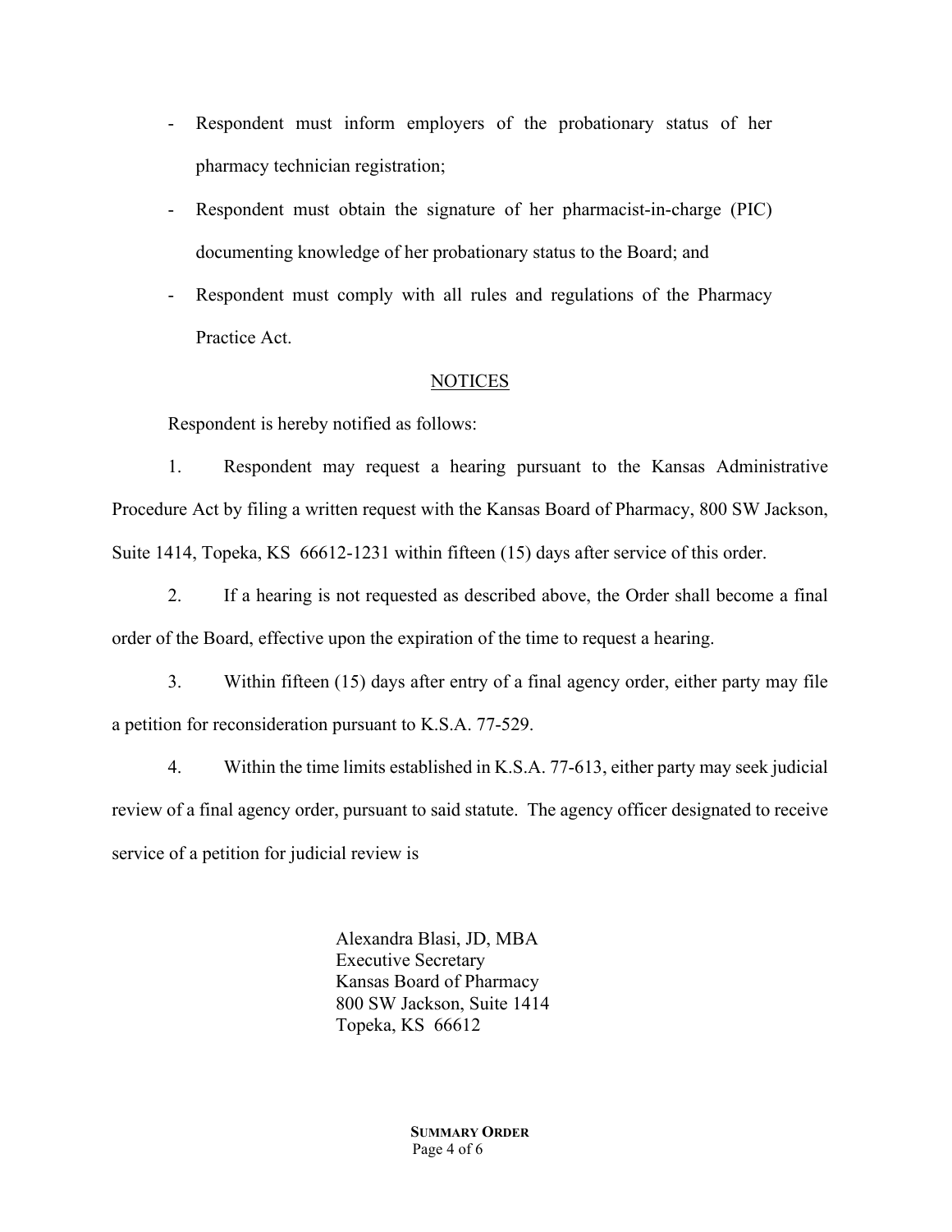- Respondent must inform employers of the probationary status of her pharmacy technician registration;
- Respondent must obtain the signature of her pharmacist-in-charge (PIC) documenting knowledge of her probationary status to the Board; and
- Respondent must comply with all rules and regulations of the Pharmacy Practice Act.

## NOTICES

Respondent is hereby notified as follows:

1. Respondent may request a hearing pursuant to the Kansas Administrative Procedure Act by filing a written request with the Kansas Board of Pharmacy, 800 SW Jackson, Suite 1414, Topeka, KS 66612-1231 within fifteen (15) days after service of this order.

2. If a hearing is not requested as described above, the Order shall become a final order of the Board, effective upon the expiration of the time to request a hearing.

3. Within fifteen (15) days after entry of a final agency order, either party may file a petition for reconsideration pursuant to K.S.A. 77-529.

4. Within the time limits established in K.S.A. 77-613, either party may seek judicial review of a final agency order, pursuant to said statute. The agency officer designated to receive service of a petition for judicial review is

Alexandra Blasi, JD, MBA
Executive Secretary
Kansas Board of Pharmacy
800 SW Jackson, Suite 1414
Topeka, KS 66612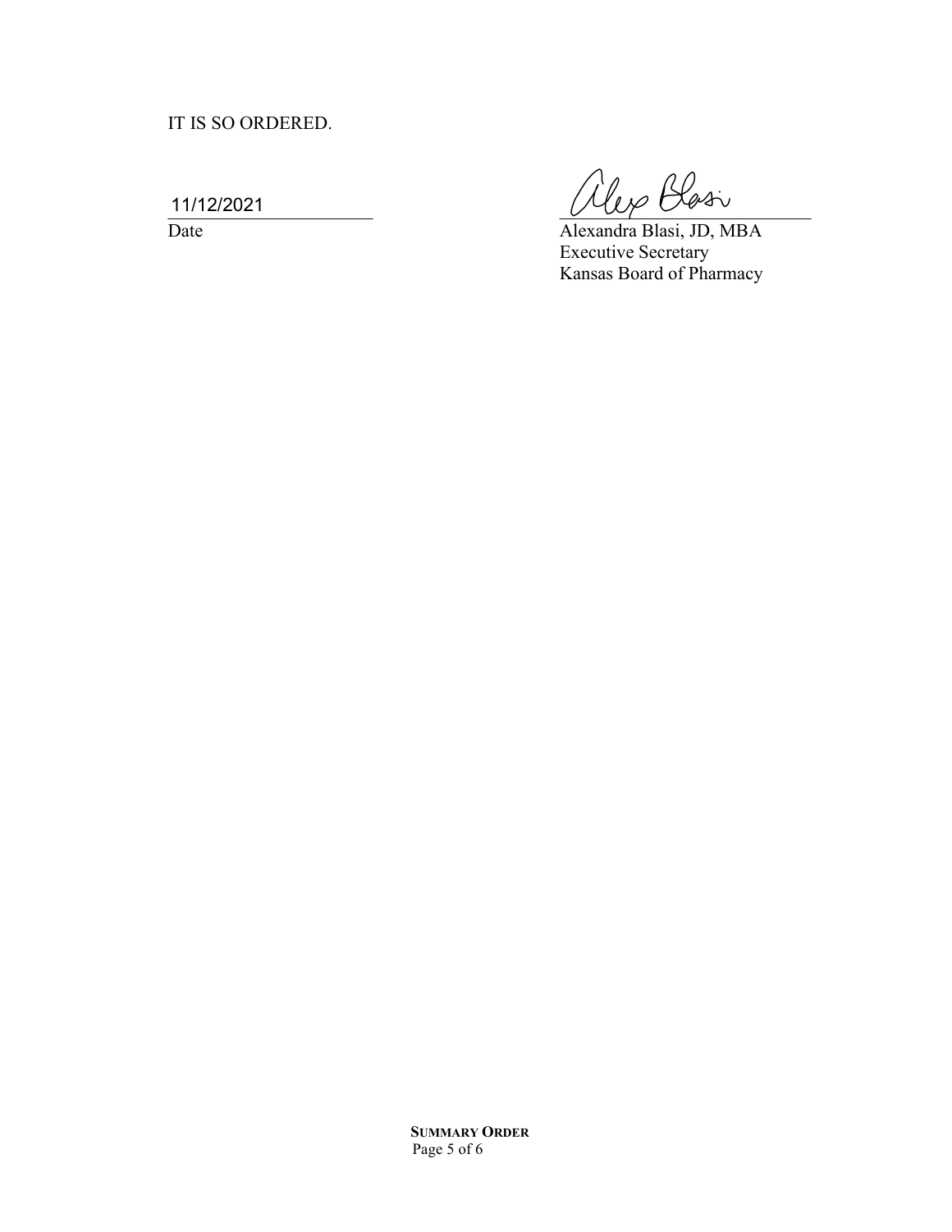IT IS SO ORDERED.

11/12/2021
Date

Alexandra Blasi, JD, MBA
Executive Secretary
Kansas Board of Pharmacy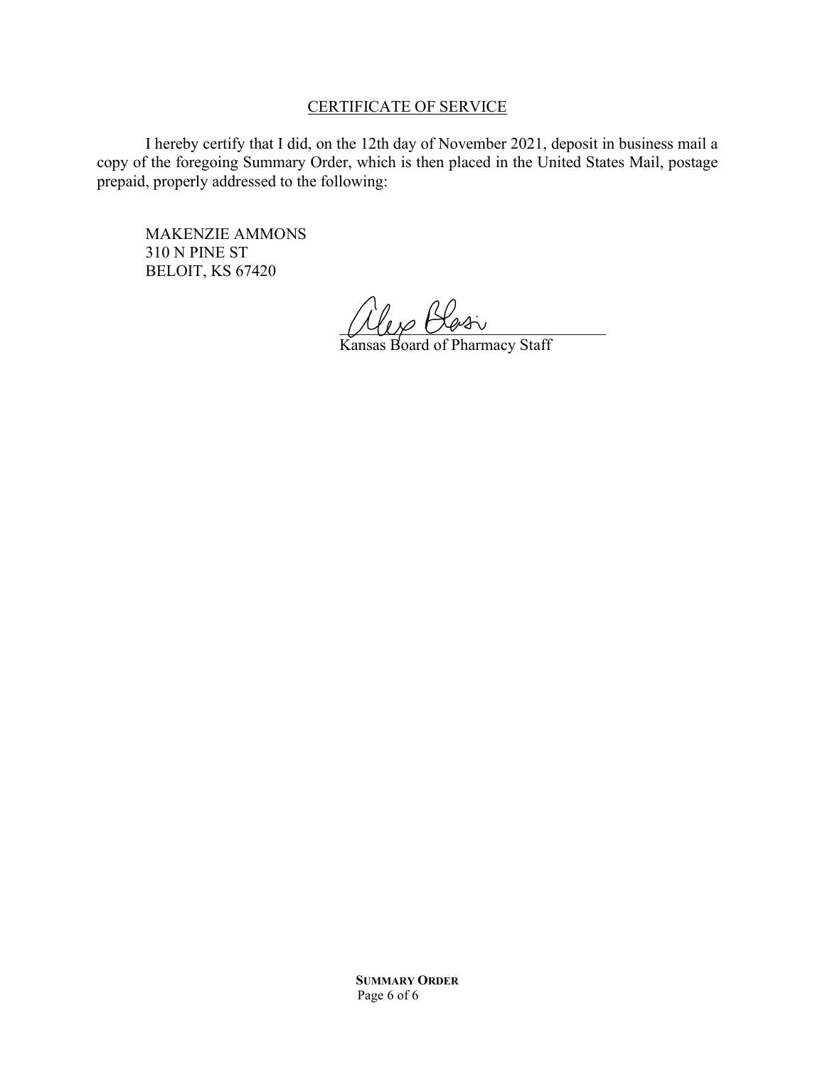## CERTIFICATE OF SERVICE

I hereby certify that I did, on the 12th day of November 2021, deposit in business mail a copy of the foregoing Summary Order, which is then placed in the United States Mail, postage prepaid, properly addressed to the following:

MAKENZIE AMMONS
310 N PINE ST
BELOIT, KS 67420

Alex Blasi
Kansas Board of Pharmacy Staff